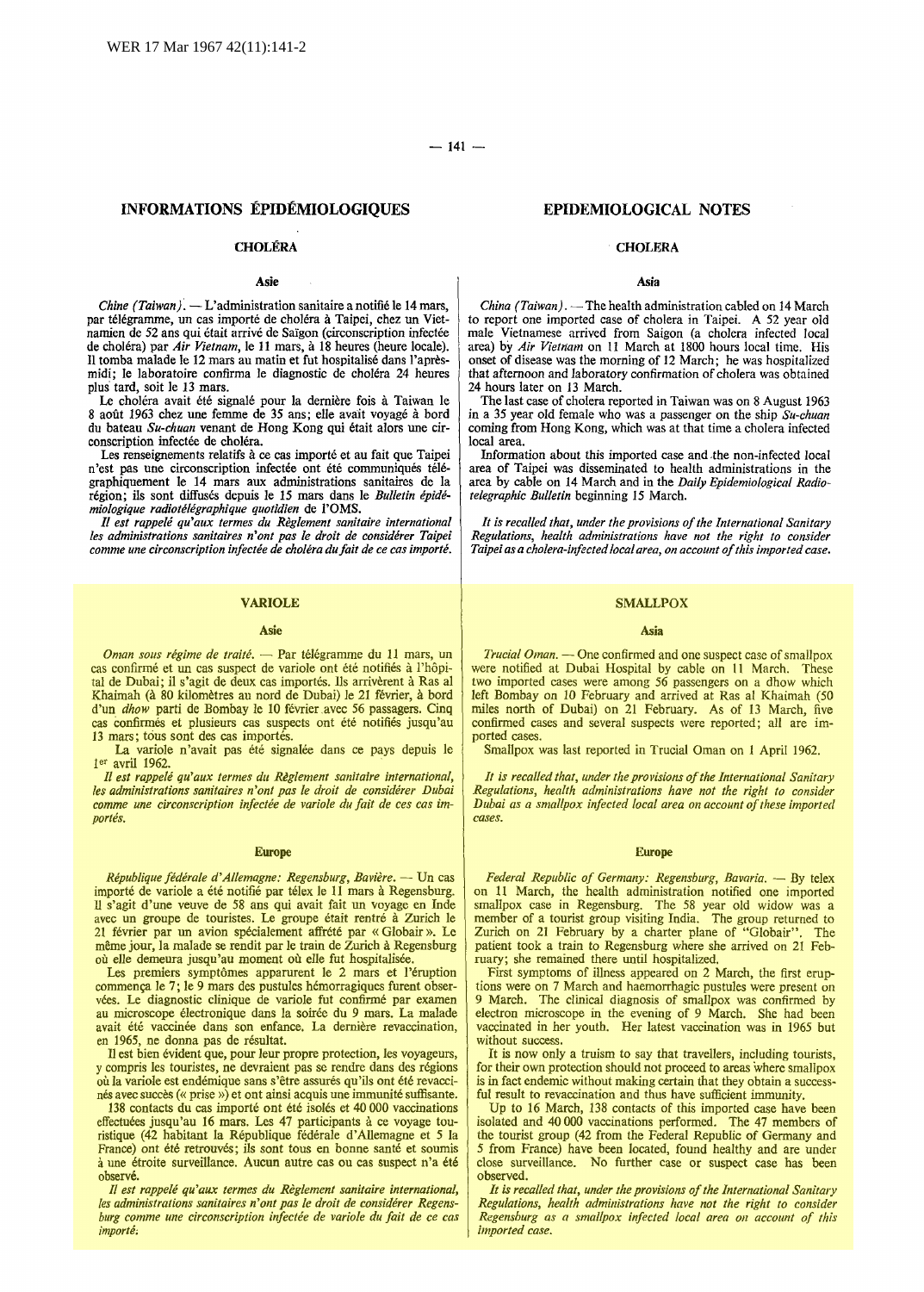# INFORMATIONS ÉPIDÉMIOLOGIQUES

## CHOLÉRA

### Asie

*Chine (Taiwan).* — L'administration sanitaire a notifié le 14 mars, par télégramme, un cas importé de choléra à Taipei, chez un Vietnamien de 52 ans qui était arrivé de Saïgon (circonscription infectée de choléra) par *Air Vietnam*, le 11 mars, à 18 heures (heure locale). Il tomba malade le 12 mars au matin et fut hospitalisé dans l'après-midi; le laboratoire confirma le diagnostic de choléra 24 heures plus tard, soit le 13 mars.

Le choléra avait été signalé pour la dernière fois à Taiwan le 8 août 1963 chez une femme de 35 ans; elle avait voyagé à bord du bateau *Su-chuan* venant de Hong Kong qui était alors une circonscription infectée de choléra.

Les renseignements relatifs à ce cas importé et au fait que Taipei n'est pas une circonscription infectée ont été communiqués télégraphiquement le 14 mars aux administrations sanitaires de la région; ils sont diffusés depuis le 15 mars dans le *Bulletin épidémiologique radiotélégraphique quotidien* de l'OMS.

*Il est rappelé qu'aux termes du Règlement sanitaire international les administrations sanitaires n'ont pas le droit de considérer Taipei comme une circonscription infectée de choléra du fait de ce cas importé.*

## VARIOLE

### Asie

*Oman sous régime de traité.* — Par télégramme du 11 mars, un cas confirmé et un cas suspect de variole ont été notifiés à l'hôpital de Dubaï; il s'agit de deux cas importés. Ils arrivèrent à Ras al Khaimah (à 80 kilomètres au nord de Dubaï) le 21 février, à bord d'un *dhow* parti de Bombay le 10 février avec 56 passagers. Cinq cas confirmés et plusieurs cas suspects ont été notifiés jusqu'au 13 mars; tous sont des cas importés.

La variole n'avait pas été signalée dans ce pays depuis le 1[er] avril 1962.

*Il est rappelé qu'aux termes du Règlement sanitaire international, les administrations sanitaires n'ont pas le droit de considérer Dubaï comme une circonscription infectée de variole du fait de ces cas importés.*

### Europe

*République fédérale d'Allemagne: Regensburg, Bavière.* — Un cas importé de variole a été notifié par télex le 11 mars à Regensburg. Il s'agit d'une veuve de 58 ans qui avait fait un voyage en Inde avec un groupe de touristes. Le groupe était rentré à Zurich le 21 février par un avion spécialement affrété par « Globair ». Le même jour, la malade se rendit par le train de Zurich à Regensburg où elle demeura jusqu'au moment où elle fut hospitalisée.

Les premiers symptômes apparurent le 2 mars et l'éruption commença le 7; le 9 mars des pustules hémorragiques furent observées. Le diagnostic clinique de variole fut confirmé par examen au microscope électronique dans la soirée du 9 mars. La malade avait été vaccinée dans son enfance. La dernière revaccination, en 1965, ne donna pas de résultat.

Il est bien évident que, pour leur propre protection, les voyageurs, y compris les touristes, ne devraient pas se rendre dans des régions où la variole est endémique sans s'être assurés qu'ils ont été revaccinés avec succès (« prise ») et ont ainsi acquis une immunité suffisante.

138 contacts du cas importé ont été isolés et 40 000 vaccinations effectuées jusqu'au 16 mars. Les 47 participants à ce voyage touristique (42 habitant la République fédérale d'Allemagne et 5 la France) ont été retrouvés; ils sont tous en bonne santé et soumis à une étroite surveillance. Aucun autre cas ou cas suspect n'a été observé.

*Il est rappelé qu'aux termes du Règlement sanitaire international, les administrations sanitaires n'ont pas le droit de considérer Regensburg comme une circonscription infectée de variole du fait de ce cas importé.*

# EPIDEMIOLOGICAL NOTES

## CHOLERA

### Asia

*China (Taiwan).* — The health administration cabled on 14 March to report one imported case of cholera in Taipei. A 52 year old male Vietnamese arrived from Saigon (a cholera infected local area) by *Air Vietnam* on 11 March at 1800 hours local time. His onset of disease was the morning of 12 March; he was hospitalized that afternoon and laboratory confirmation of cholera was obtained 24 hours later on 13 March.

The last case of cholera reported in Taiwan was on 8 August 1963 in a 35 year old female who was a passenger on the ship *Su-chuan* coming from Hong Kong, which was at that time a cholera infected local area.

Information about this imported case and the non-infected local area of Taipei was disseminated to health administrations in the area by cable on 14 March and in the *Daily Epidemiological Radiotelegraphic Bulletin* beginning 15 March.

*It is recalled that, under the provisions of the International Sanitary Regulations, health administrations have not the right to consider Taipei as a cholera-infected local area, on account of this imported case.*

## SMALLPOX

### Asia

*Trucial Oman.* — One confirmed and one suspect case of smallpox were notified at Dubai Hospital by cable on 11 March. These two imported cases were among 56 passengers on a dhow which left Bombay on 10 February and arrived at Ras al Khaimah (50 miles north of Dubai) on 21 February. As of 13 March, five confirmed cases and several suspects were reported; all are imported cases.

Smallpox was last reported in Trucial Oman on 1 April 1962.

*It is recalled that, under the provisions of the International Sanitary Regulations, health administrations have not the right to consider Dubai as a smallpox infected local area on account of these imported cases.*

### Europe

*Federal Republic of Germany: Regensburg, Bavaria.* — By telex on 11 March, the health administration notified one imported smallpox case in Regensburg. The 58 year old widow was a member of a tourist group visiting India. The group returned to Zurich on 21 February by a charter plane of "Globair". The patient took a train to Regensburg where she arrived on 21 February; she remained there until hospitalized.

First symptoms of illness appeared on 2 March, the first eruptions were on 7 March and haemorrhagic pustules were present on 9 March. The clinical diagnosis of smallpox was confirmed by electron microscope in the evening of 9 March. She had been vaccinated in her youth. Her latest vaccination was in 1965 but without success.

It is now only a truism to say that travellers, including tourists, for their own protection should not proceed to areas where smallpox is in fact endemic without making certain that they obtain a successful result to revaccination and thus have sufficient immunity.

Up to 16 March, 138 contacts of this imported case have been isolated and 40 000 vaccinations performed. The 47 members of the tourist group (42 from the Federal Republic of Germany and 5 from France) have been located, found healthy and are under close surveillance. No further case or suspect case has been observed.

*It is recalled that, under the provisions of the International Sanitary Regulations, health administrations have not the right to consider Regensburg as a smallpox infected local area on account of this imported case.*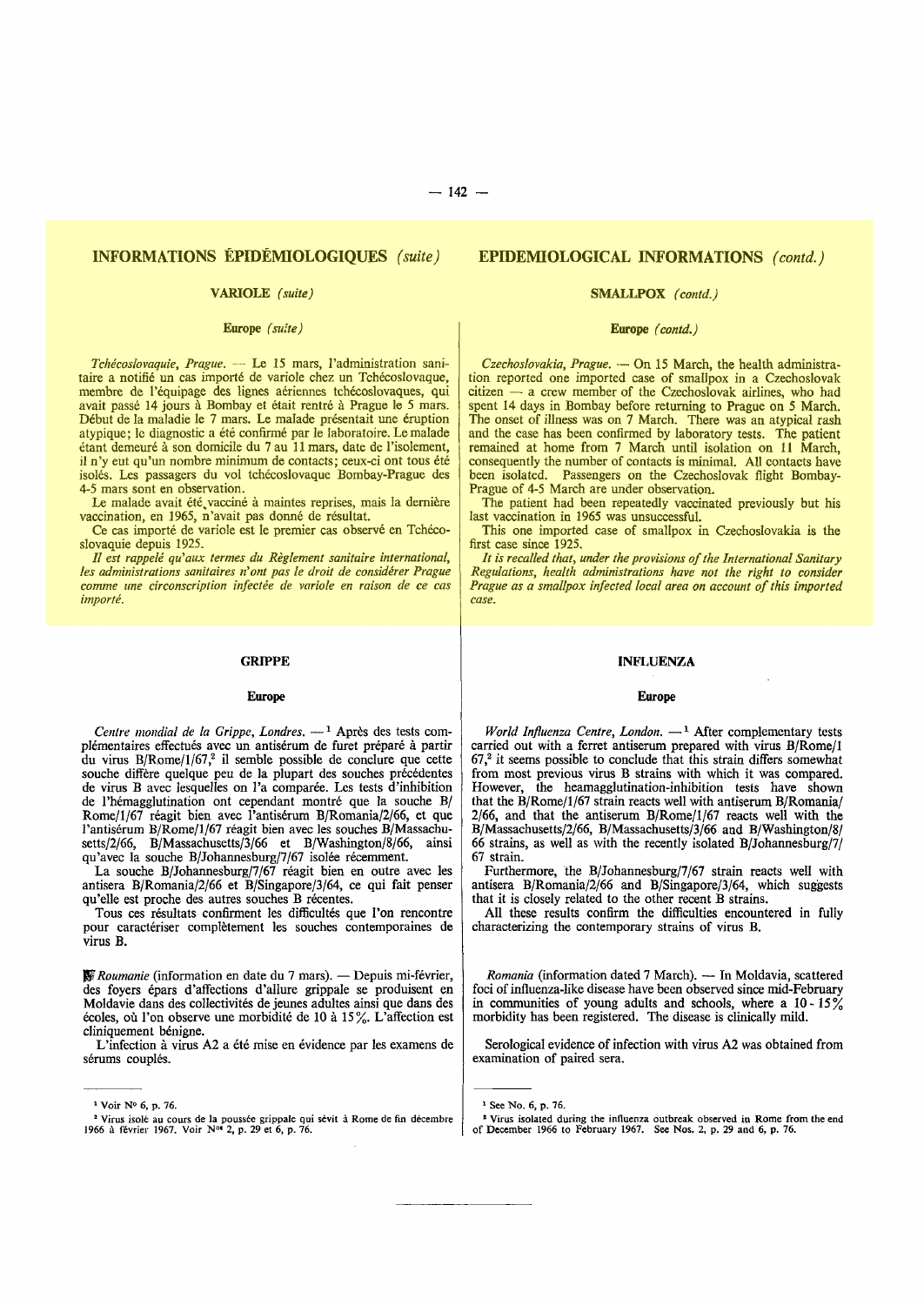## INFORMATIONS ÉPIDÉMIOLOGIQUES *(suite)*

### VARIOLE *(suite)*

#### Europe *(suite)*

*Tchécoslovaquie, Prague.* — Le 15 mars, l'administration sanitaire a notifié un cas importé de variole chez un Tchécoslovaque, membre de l'équipage des lignes aériennes tchécoslovaques, qui avait passé 14 jours à Bombay et était rentré à Prague le 5 mars. Début de la maladie le 7 mars. Le malade présentait une éruption atypique; le diagnostic a été confirmé par le laboratoire. Le malade étant demeuré à son domicile du 7 au 11 mars, date de l'isolement, il n'y eut qu'un nombre minimum de contacts; ceux-ci ont tous été isolés. Les passagers du vol tchécoslovaque Bombay-Prague des 4-5 mars sont en observation.

Le malade avait été vacciné à maintes reprises, mais la dernière vaccination, en 1965, n'avait pas donné de résultat.

Ce cas importé de variole est le premier cas observé en Tchécoslovaquie depuis 1925.

*Il est rappelé qu'aux termes du Règlement sanitaire international, les administrations sanitaires n'ont pas le droit de considérer Prague comme une circonscription infectée de variole en raison de ce cas importé.*

### GRIPPE

#### Europe

*Centre mondial de la Grippe, Londres.* —[1] Après des tests complémentaires effectués avec un antisérum de furet préparé à partir du virus B/Rome/1/67,[2] il semble possible de conclure que cette souche diffère quelque peu de la plupart des souches précédentes de virus B avec lesquelles on l'a comparée. Les tests d'inhibition de l'hémagglutination ont cependant montré que la souche B/Rome/1/67 réagit bien avec l'antisérum B/Romania/2/66, et que l'antisérum B/Rome/1/67 réagit bien avec les souches B/Massachusetts/2/66, B/Massachusetts/3/66 et B/Washington/8/66, ainsi qu'avec la souche B/Johannesburg/7/67 isolée récemment.

La souche B/Johannesburg/7/67 réagit bien en outre avec les antisera B/Romania/2/66 et B/Singapore/3/64, ce qui fait penser qu'elle est proche des autres souches B récentes.

Tous ces résultats confirment les difficultés que l'on rencontre pour caractériser complètement les souches contemporaines de virus B.

*Roumanie* (information en date du 7 mars). — Depuis mi-février, des foyers épars d'affections d'allure grippale se produisent en Moldavie dans des collectivités de jeunes adultes ainsi que dans des écoles, où l'on observe une morbidité de 10 à 15%. L'affection est cliniquement bénigne.

L'infection à virus A2 a été mise en évidence par les examens de sérums couplés.

[1] Voir N° 6, p. 76.

[2] Virus isolé au cours de la poussée grippale qui sévit à Rome de fin décembre 1966 à février 1967. Voir N[os] 2, p. 29 et 6, p. 76.

## EPIDEMIOLOGICAL INFORMATIONS *(contd.)*

### SMALLPOX *(contd.)*

#### Europe *(contd.)*

*Czechoslovakia, Prague.* — On 15 March, the health administration reported one imported case of smallpox in a Czechoslovak citizen — a crew member of the Czechoslovak airlines, who had spent 14 days in Bombay before returning to Prague on 5 March. The onset of illness was on 7 March. There was an atypical rash and the case has been confirmed by laboratory tests. The patient remained at home from 7 March until isolation on 11 March, consequently the number of contacts is minimal. All contacts have been isolated. Passengers on the Czechoslovak flight Bombay-Prague of 4-5 March are under observation.

The patient had been repeatedly vaccinated previously but his last vaccination in 1965 was unsuccessful.

This one imported case of smallpox in Czechoslovakia is the first case since 1925.

*It is recalled that, under the provisions of the International Sanitary Regulations, health administrations have not the right to consider Prague as a smallpox infected local area on account of this imported case.*

### INFLUENZA

#### Europe

*World Influenza Centre, London.* —[1] After complementary tests carried out with a ferret antiserum prepared with virus B/Rome/1 67,[2] it seems possible to conclude that this strain differs somewhat from most previous virus B strains with which it was compared. However, the heamagglutination-inhibition tests have shown that the B/Rome/1/67 strain reacts well with antiserum B/Romania/2/66, and that the antiserum B/Rome/1/67 reacts well with the B/Massachusetts/2/66, B/Massachusetts/3/66 and B/Washington/8/66 strains, as well as with the recently isolated B/Johannesburg/7/67 strain.

Furthermore, the B/Johannesburg/7/67 strain reacts well with antisera B/Romania/2/66 and B/Singapore/3/64, which suggests that it is closely related to the other recent B strains.

All these results confirm the difficulties encountered in fully characterizing the contemporary strains of virus B.

*Romania* (information dated 7 March). — In Moldavia, scattered foci of influenza-like disease have been observed since mid-February in communities of young adults and schools, where a 10-15% morbidity has been registered. The disease is clinically mild.

Serological evidence of infection with virus A2 was obtained from examination of paired sera.

[1] See No. 6, p. 76.

[2] Virus isolated during the influenza outbreak observed in Rome from the end of December 1966 to February 1967. See Nos. 2, p. 29 and 6, p. 76.